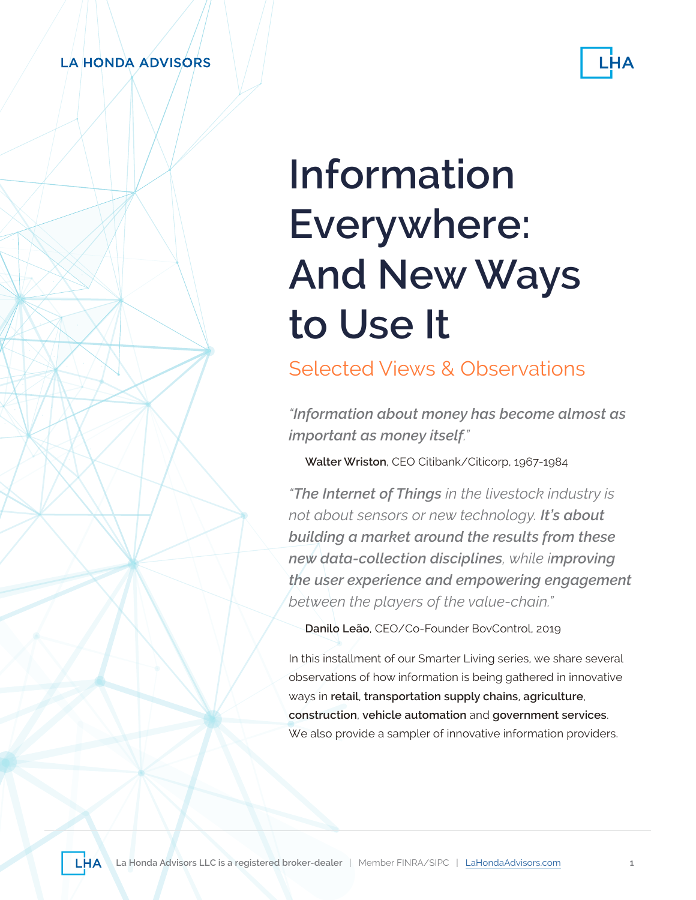LA HONDA ADVISORS

# Information Everywhere: And New Ways to Use It

## Selected Views & Observations

*"**Information about money has become almost as important as money itself**."*

**Walter Wriston**, CEO Citibank/Citicorp, 1967-1984

*"**The Internet of Things** in the livestock industry is not about sensors or new technology. **It's about building a market around the results from these new data-collection disciplines**, while i**mproving the user experience and empowering engagement** between the players of the value-chain."*

**Danilo Leão**, CEO/Co-Founder BovControl, 2019

In this installment of our Smarter Living series, we share several observations of how information is being gathered in innovative ways in **retail**, **transportation supply chains**, **agriculture**, **construction**, **vehicle automation** and **government services**. We also provide a sampler of innovative information providers.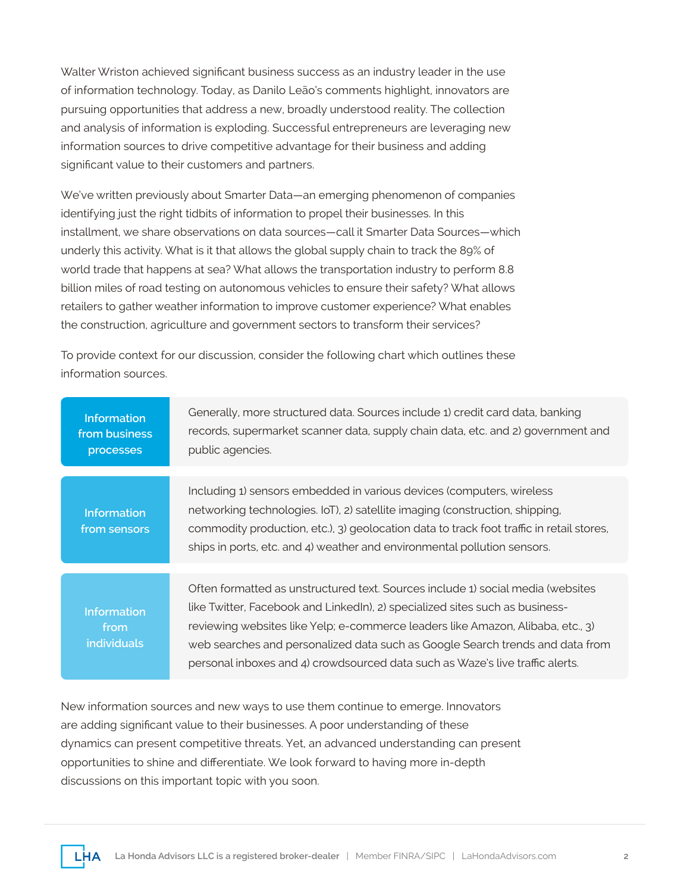Walter Wriston achieved significant business success as an industry leader in the use of information technology. Today, as Danilo Leão's comments highlight, innovators are pursuing opportunities that address a new, broadly understood reality. The collection and analysis of information is exploding. Successful entrepreneurs are leveraging new information sources to drive competitive advantage for their business and adding significant value to their customers and partners.

We've written previously about Smarter Data—an emerging phenomenon of companies identifying just the right tidbits of information to propel their businesses. In this installment, we share observations on data sources—call it Smarter Data Sources—which underly this activity. What is it that allows the global supply chain to track the 89% of world trade that happens at sea? What allows the transportation industry to perform 8.8 billion miles of road testing on autonomous vehicles to ensure their safety? What allows retailers to gather weather information to improve customer experience? What enables the construction, agriculture and government sectors to transform their services?

To provide context for our discussion, consider the following chart which outlines these information sources.

| Source | Description |
|---|---|
| **Information from business processes** | Generally, more structured data. Sources include 1) credit card data, banking records, supermarket scanner data, supply chain data, etc. and 2) government and public agencies. |
| **Information from sensors** | Including 1) sensors embedded in various devices (computers, wireless networking technologies. IoT), 2) satellite imaging (construction, shipping, commodity production, etc.), 3) geolocation data to track foot traffic in retail stores, ships in ports, etc. and 4) weather and environmental pollution sensors. |
| **Information from individuals** | Often formatted as unstructured text. Sources include 1) social media (websites like Twitter, Facebook and LinkedIn), 2) specialized sites such as business-reviewing websites like Yelp; e-commerce leaders like Amazon, Alibaba, etc., 3) web searches and personalized data such as Google Search trends and data from personal inboxes and 4) crowdsourced data such as Waze's live traffic alerts. |

New information sources and new ways to use them continue to emerge. Innovators are adding significant value to their businesses. A poor understanding of these dynamics can present competitive threats. Yet, an advanced understanding can present opportunities to shine and differentiate. We look forward to having more in-depth discussions on this important topic with you soon.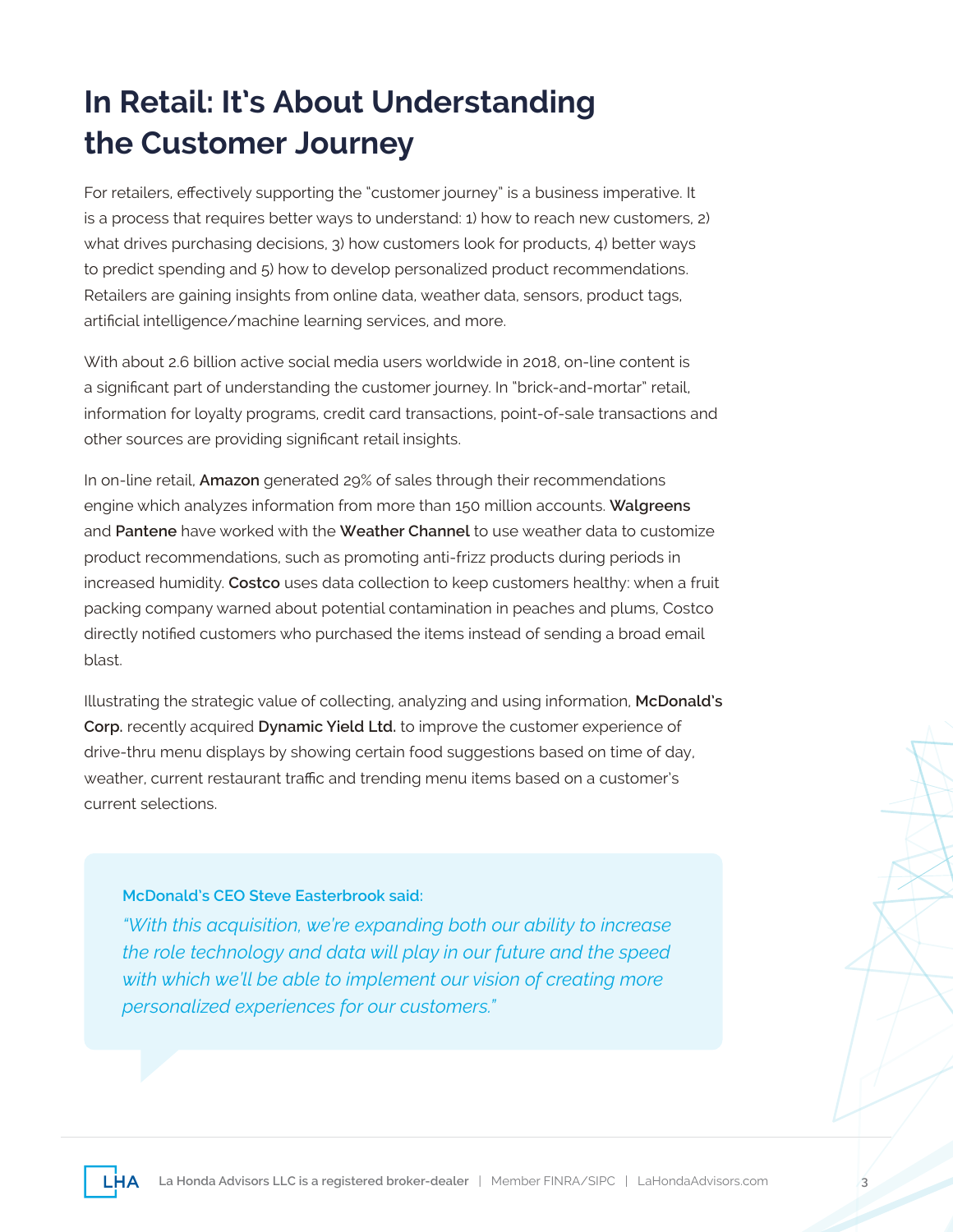# In Retail: It's About Understanding the Customer Journey

For retailers, effectively supporting the "customer journey" is a business imperative. It is a process that requires better ways to understand: 1) how to reach new customers, 2) what drives purchasing decisions, 3) how customers look for products, 4) better ways to predict spending and 5) how to develop personalized product recommendations. Retailers are gaining insights from online data, weather data, sensors, product tags, artificial intelligence/machine learning services, and more.

With about 2.6 billion active social media users worldwide in 2018, on-line content is a significant part of understanding the customer journey. In "brick-and-mortar" retail, information for loyalty programs, credit card transactions, point-of-sale transactions and other sources are providing significant retail insights.

In on-line retail, **Amazon** generated 29% of sales through their recommendations engine which analyzes information from more than 150 million accounts. **Walgreens** and **Pantene** have worked with the **Weather Channel** to use weather data to customize product recommendations, such as promoting anti-frizz products during periods in increased humidity. **Costco** uses data collection to keep customers healthy: when a fruit packing company warned about potential contamination in peaches and plums, Costco directly notified customers who purchased the items instead of sending a broad email blast.

Illustrating the strategic value of collecting, analyzing and using information, **McDonald's Corp.** recently acquired **Dynamic Yield Ltd.** to improve the customer experience of drive-thru menu displays by showing certain food suggestions based on time of day, weather, current restaurant traffic and trending menu items based on a customer's current selections.

> **McDonald's CEO Steve Easterbrook said:**
> *"With this acquisition, we're expanding both our ability to increase the role technology and data will play in our future and the speed with which we'll be able to implement our vision of creating more personalized experiences for our customers."*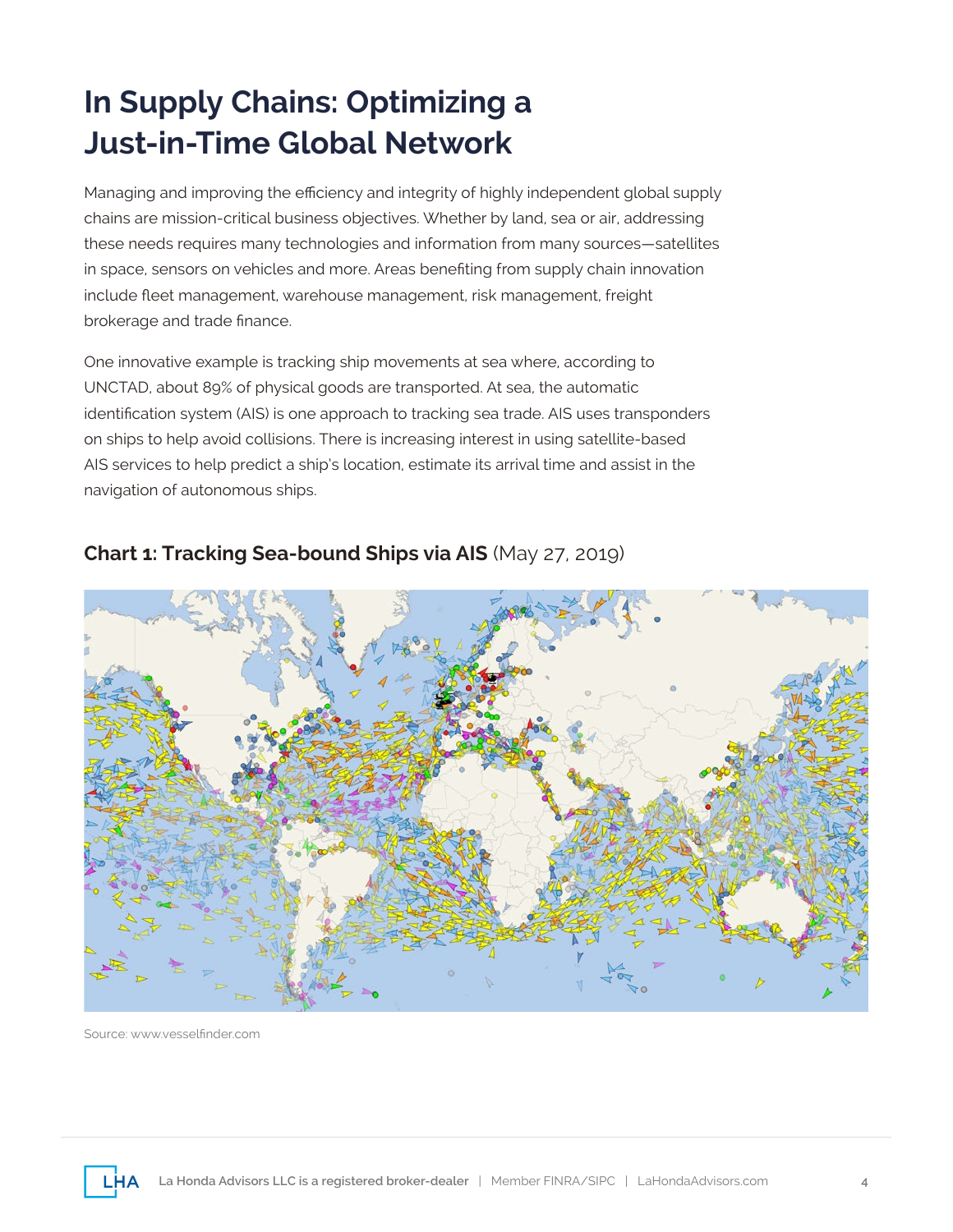# In Supply Chains: Optimizing a Just-in-Time Global Network

Managing and improving the efficiency and integrity of highly independent global supply chains are mission-critical business objectives. Whether by land, sea or air, addressing these needs requires many technologies and information from many sources—satellites in space, sensors on vehicles and more. Areas benefiting from supply chain innovation include fleet management, warehouse management, risk management, freight brokerage and trade finance.

One innovative example is tracking ship movements at sea where, according to UNCTAD, about 89% of physical goods are transported. At sea, the automatic identification system (AIS) is one approach to tracking sea trade. AIS uses transponders on ships to help avoid collisions. There is increasing interest in using satellite-based AIS services to help predict a ship's location, estimate its arrival time and assist in the navigation of autonomous ships.

### **Chart 1: Tracking Sea-bound Ships via AIS** (May 27, 2019)

Source: www.vesselfinder.com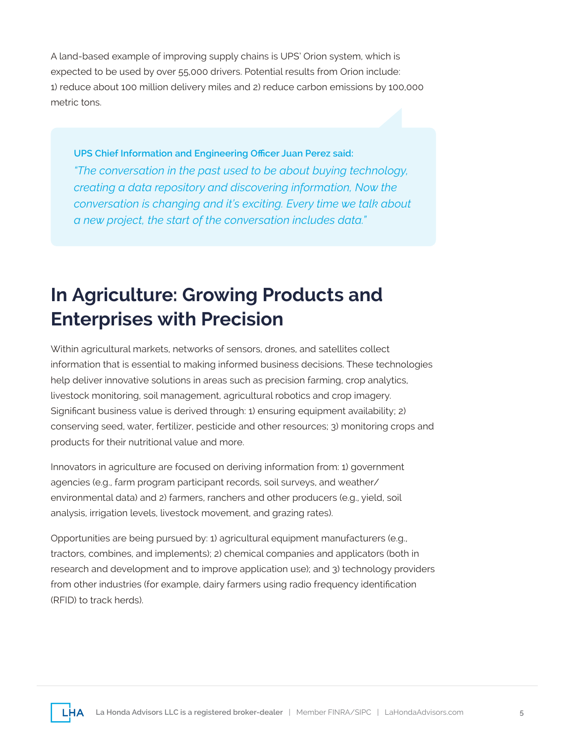A land-based example of improving supply chains is UPS' Orion system, which is expected to be used by over 55,000 drivers. Potential results from Orion include: 1) reduce about 100 million delivery miles and 2) reduce carbon emissions by 100,000 metric tons.

> **UPS Chief Information and Engineering Officer Juan Perez said:**
> *"The conversation in the past used to be about buying technology, creating a data repository and discovering information, Now the conversation is changing and it's exciting. Every time we talk about a new project, the start of the conversation includes data."*

## In Agriculture: Growing Products and Enterprises with Precision

Within agricultural markets, networks of sensors, drones, and satellites collect information that is essential to making informed business decisions. These technologies help deliver innovative solutions in areas such as precision farming, crop analytics, livestock monitoring, soil management, agricultural robotics and crop imagery. Significant business value is derived through: 1) ensuring equipment availability; 2) conserving seed, water, fertilizer, pesticide and other resources; 3) monitoring crops and products for their nutritional value and more.

Innovators in agriculture are focused on deriving information from: 1) government agencies (e.g., farm program participant records, soil surveys, and weather/environmental data) and 2) farmers, ranchers and other producers (e.g., yield, soil analysis, irrigation levels, livestock movement, and grazing rates).

Opportunities are being pursued by: 1) agricultural equipment manufacturers (e.g., tractors, combines, and implements); 2) chemical companies and applicators (both in research and development and to improve application use); and 3) technology providers from other industries (for example, dairy farmers using radio frequency identification (RFID) to track herds).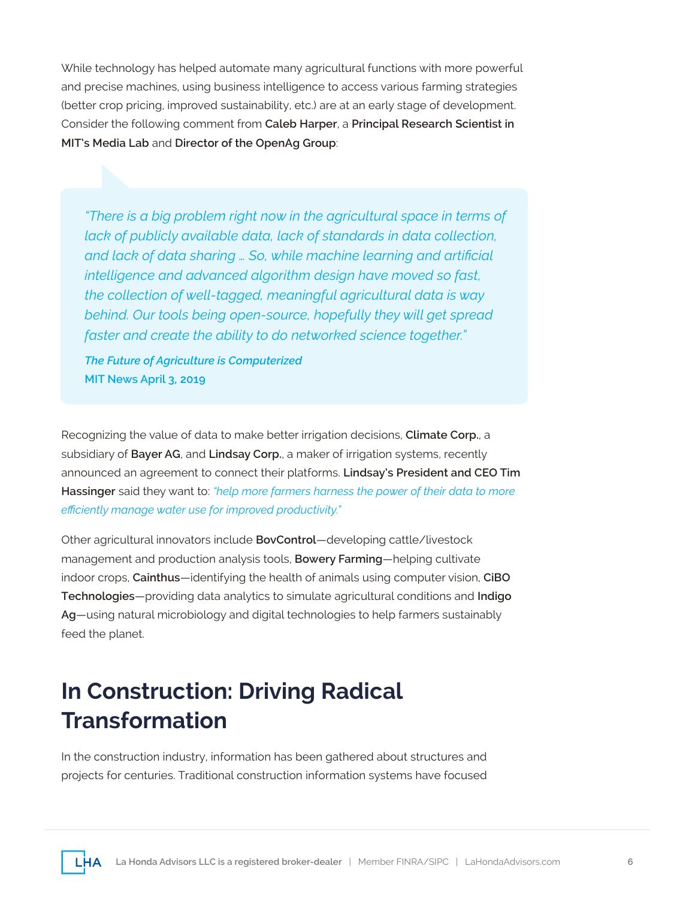While technology has helped automate many agricultural functions with more powerful and precise machines, using business intelligence to access various farming strategies (better crop pricing, improved sustainability, etc.) are at an early stage of development. Consider the following comment from **Caleb Harper**, a **Principal Research Scientist in MIT's Media Lab** and **Director of the OpenAg Group**:

> *"There is a big problem right now in the agricultural space in terms of lack of publicly available data, lack of standards in data collection, and lack of data sharing … So, while machine learning and artificial intelligence and advanced algorithm design have moved so fast, the collection of well-tagged, meaningful agricultural data is way behind. Our tools being open-source, hopefully they will get spread faster and create the ability to do networked science together."*
>
> ***The Future of Agriculture is Computerized***
> **MIT News April 3, 2019**

Recognizing the value of data to make better irrigation decisions, **Climate Corp.**, a subsidiary of **Bayer AG**, and **Lindsay Corp.**, a maker of irrigation systems, recently announced an agreement to connect their platforms. **Lindsay's President and CEO Tim Hassinger** said they want to: *"help more farmers harness the power of their data to more efficiently manage water use for improved productivity."*

Other agricultural innovators include **BovControl**—developing cattle/livestock management and production analysis tools, **Bowery Farming**—helping cultivate indoor crops, **Cainthus**—identifying the health of animals using computer vision, **CiBO Technologies**—providing data analytics to simulate agricultural conditions and **Indigo Ag**—using natural microbiology and digital technologies to help farmers sustainably feed the planet.

## In Construction: Driving Radical Transformation

In the construction industry, information has been gathered about structures and projects for centuries. Traditional construction information systems have focused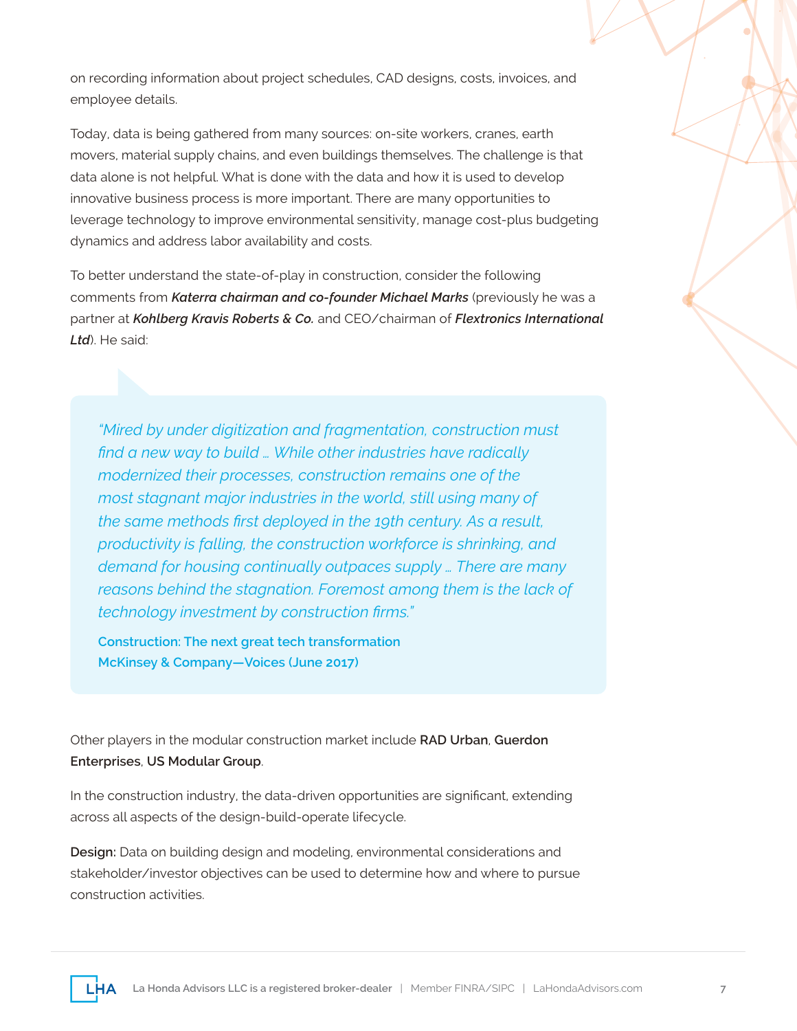on recording information about project schedules, CAD designs, costs, invoices, and employee details.

Today, data is being gathered from many sources: on-site workers, cranes, earth movers, material supply chains, and even buildings themselves. The challenge is that data alone is not helpful. What is done with the data and how it is used to develop innovative business process is more important. There are many opportunities to leverage technology to improve environmental sensitivity, manage cost-plus budgeting dynamics and address labor availability and costs.

To better understand the state-of-play in construction, consider the following comments from ***Katerra chairman and co-founder Michael Marks*** (previously he was a partner at ***Kohlberg Kravis Roberts & Co.*** and CEO/chairman of ***Flextronics International Ltd***). He said:

> *"Mired by under digitization and fragmentation, construction must find a new way to build … While other industries have radically modernized their processes, construction remains one of the most stagnant major industries in the world, still using many of the same methods first deployed in the 19th century. As a result, productivity is falling, the construction workforce is shrinking, and demand for housing continually outpaces supply … There are many reasons behind the stagnation. Foremost among them is the lack of technology investment by construction firms."*
>
> **Construction: The next great tech transformation**
> **McKinsey & Company—Voices (June 2017)**

Other players in the modular construction market include **RAD Urban**, **Guerdon Enterprises**, **US Modular Group**.

In the construction industry, the data-driven opportunities are significant, extending across all aspects of the design-build-operate lifecycle.

**Design:** Data on building design and modeling, environmental considerations and stakeholder/investor objectives can be used to determine how and where to pursue construction activities.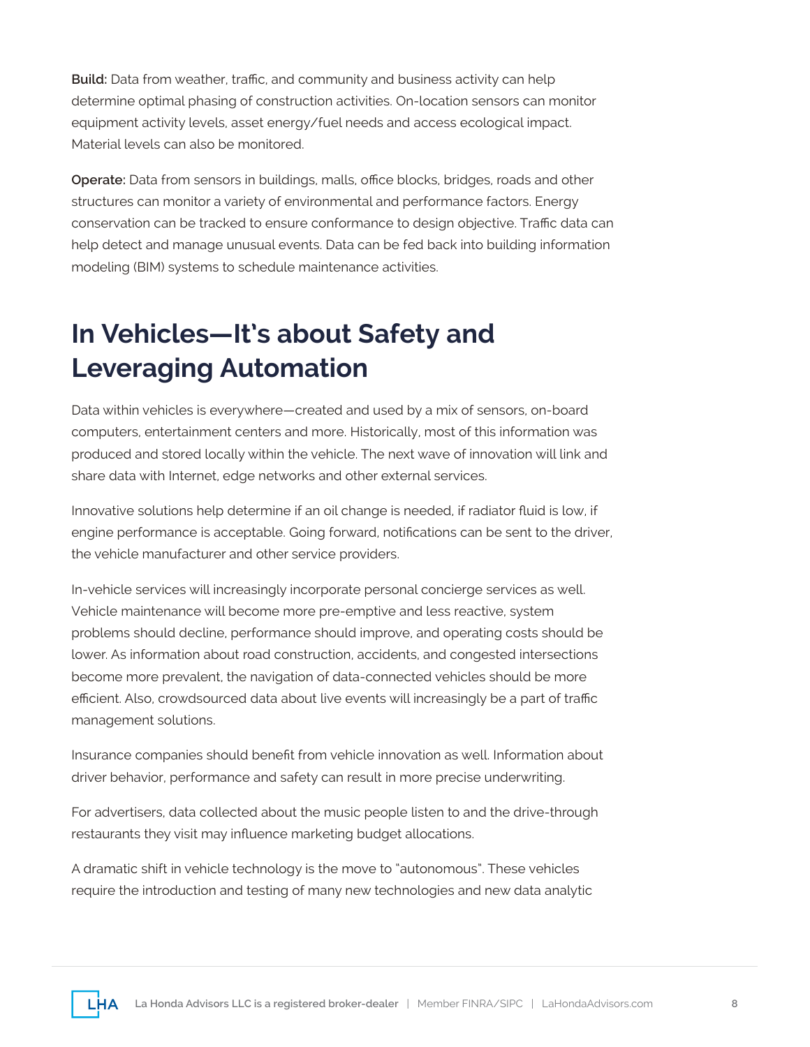**Build:** Data from weather, traffic, and community and business activity can help determine optimal phasing of construction activities. On-location sensors can monitor equipment activity levels, asset energy/fuel needs and access ecological impact. Material levels can also be monitored.

**Operate:** Data from sensors in buildings, malls, office blocks, bridges, roads and other structures can monitor a variety of environmental and performance factors. Energy conservation can be tracked to ensure conformance to design objective. Traffic data can help detect and manage unusual events. Data can be fed back into building information modeling (BIM) systems to schedule maintenance activities.

## In Vehicles—It's about Safety and Leveraging Automation

Data within vehicles is everywhere—created and used by a mix of sensors, on-board computers, entertainment centers and more. Historically, most of this information was produced and stored locally within the vehicle. The next wave of innovation will link and share data with Internet, edge networks and other external services.

Innovative solutions help determine if an oil change is needed, if radiator fluid is low, if engine performance is acceptable. Going forward, notifications can be sent to the driver, the vehicle manufacturer and other service providers.

In-vehicle services will increasingly incorporate personal concierge services as well. Vehicle maintenance will become more pre-emptive and less reactive, system problems should decline, performance should improve, and operating costs should be lower. As information about road construction, accidents, and congested intersections become more prevalent, the navigation of data-connected vehicles should be more efficient. Also, crowdsourced data about live events will increasingly be a part of traffic management solutions.

Insurance companies should benefit from vehicle innovation as well. Information about driver behavior, performance and safety can result in more precise underwriting.

For advertisers, data collected about the music people listen to and the drive-through restaurants they visit may influence marketing budget allocations.

A dramatic shift in vehicle technology is the move to "autonomous". These vehicles require the introduction and testing of many new technologies and new data analytic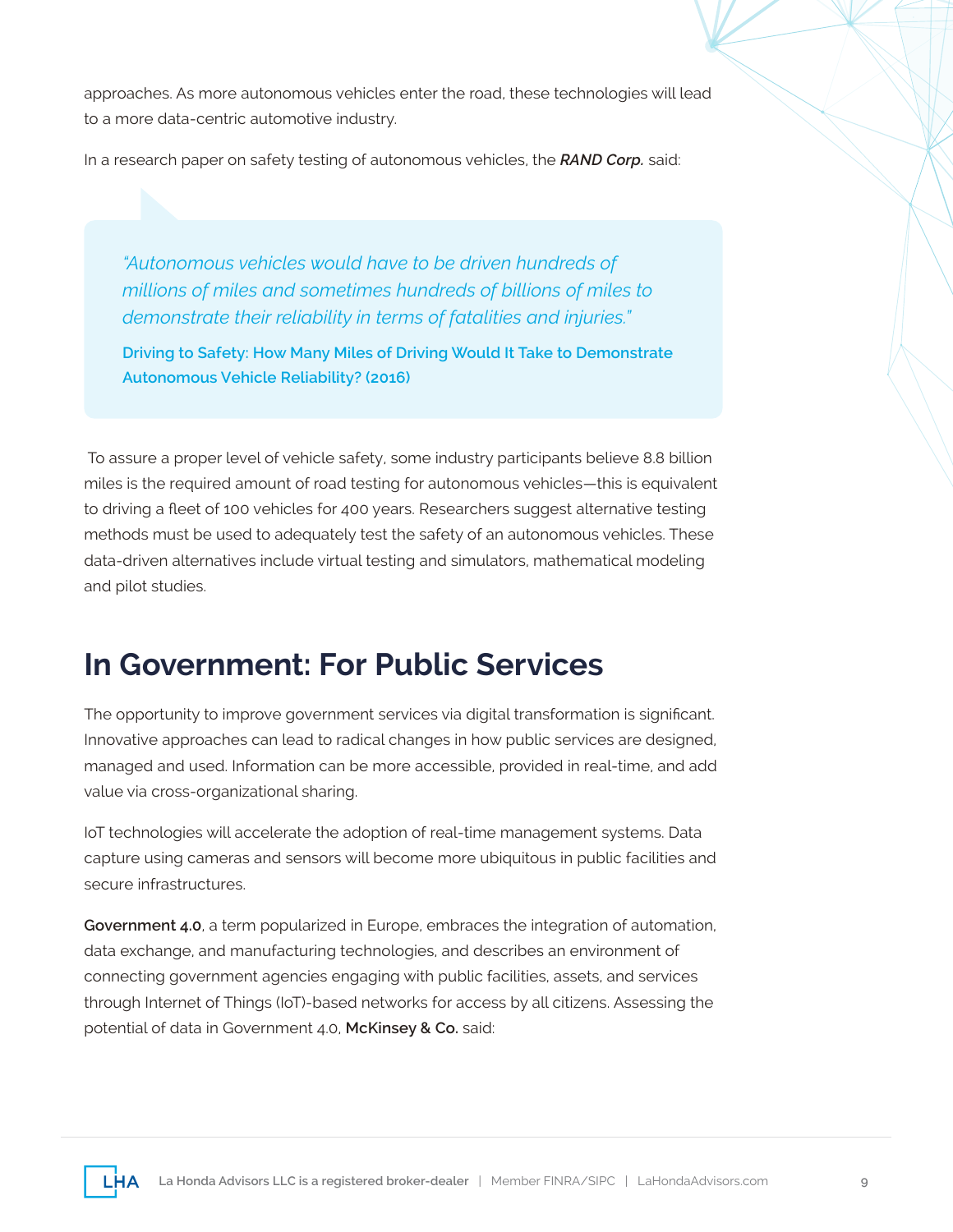approaches. As more autonomous vehicles enter the road, these technologies will lead to a more data-centric automotive industry.

In a research paper on safety testing of autonomous vehicles, the ***RAND Corp.*** said:

> *"Autonomous vehicles would have to be driven hundreds of millions of miles and sometimes hundreds of billions of miles to demonstrate their reliability in terms of fatalities and injuries."*
>
> **Driving to Safety: How Many Miles of Driving Would It Take to Demonstrate Autonomous Vehicle Reliability? (2016)**

To assure a proper level of vehicle safety, some industry participants believe 8.8 billion miles is the required amount of road testing for autonomous vehicles—this is equivalent to driving a fleet of 100 vehicles for 400 years. Researchers suggest alternative testing methods must be used to adequately test the safety of an autonomous vehicles. These data-driven alternatives include virtual testing and simulators, mathematical modeling and pilot studies.

## In Government: For Public Services

The opportunity to improve government services via digital transformation is significant. Innovative approaches can lead to radical changes in how public services are designed, managed and used. Information can be more accessible, provided in real-time, and add value via cross-organizational sharing.

IoT technologies will accelerate the adoption of real-time management systems. Data capture using cameras and sensors will become more ubiquitous in public facilities and secure infrastructures.

**Government 4.0**, a term popularized in Europe, embraces the integration of automation, data exchange, and manufacturing technologies, and describes an environment of connecting government agencies engaging with public facilities, assets, and services through Internet of Things (IoT)-based networks for access by all citizens. Assessing the potential of data in Government 4.0, **McKinsey & Co.** said: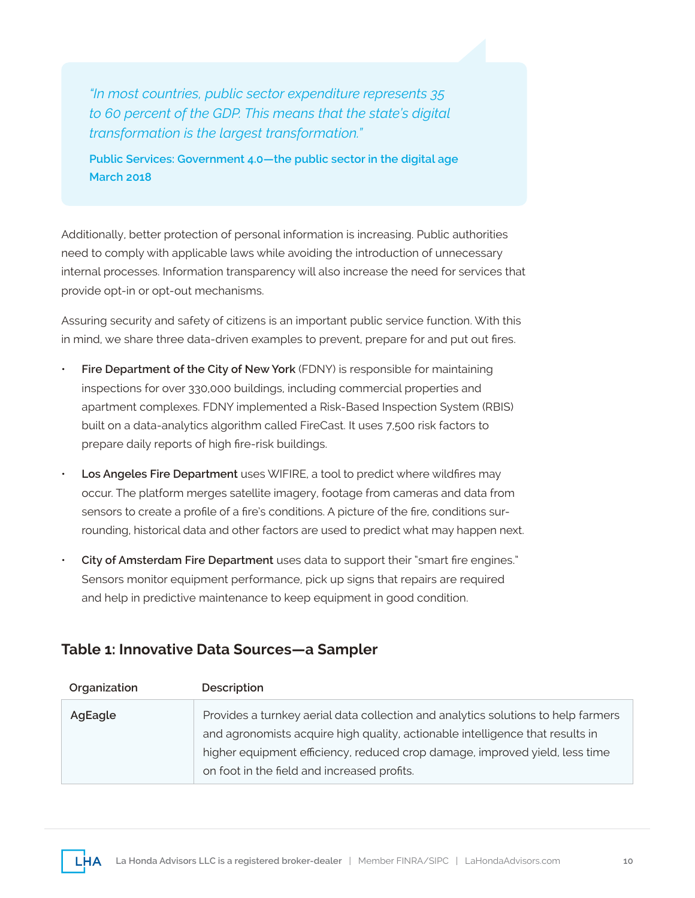> *"In most countries, public sector expenditure represents 35 to 60 percent of the GDP. This means that the state's digital transformation is the largest transformation."*
>
> **Public Services: Government 4.0—the public sector in the digital age**
> **March 2018**

Additionally, better protection of personal information is increasing. Public authorities need to comply with applicable laws while avoiding the introduction of unnecessary internal processes. Information transparency will also increase the need for services that provide opt-in or opt-out mechanisms.

Assuring security and safety of citizens is an important public service function. With this in mind, we share three data-driven examples to prevent, prepare for and put out fires.

- **Fire Department of the City of New York** (FDNY) is responsible for maintaining inspections for over 330,000 buildings, including commercial properties and apartment complexes. FDNY implemented a Risk-Based Inspection System (RBIS) built on a data-analytics algorithm called FireCast. It uses 7,500 risk factors to prepare daily reports of high fire-risk buildings.
- **Los Angeles Fire Department** uses WIFIRE, a tool to predict where wildfires may occur. The platform merges satellite imagery, footage from cameras and data from sensors to create a profile of a fire's conditions. A picture of the fire, conditions surrounding, historical data and other factors are used to predict what may happen next.
- **City of Amsterdam Fire Department** uses data to support their "smart fire engines." Sensors monitor equipment performance, pick up signs that repairs are required and help in predictive maintenance to keep equipment in good condition.

## Table 1: Innovative Data Sources—a Sampler

| Organization | Description |
|---|---|
| AgEagle | Provides a turnkey aerial data collection and analytics solutions to help farmers and agronomists acquire high quality, actionable intelligence that results in higher equipment efficiency, reduced crop damage, improved yield, less time on foot in the field and increased profits. |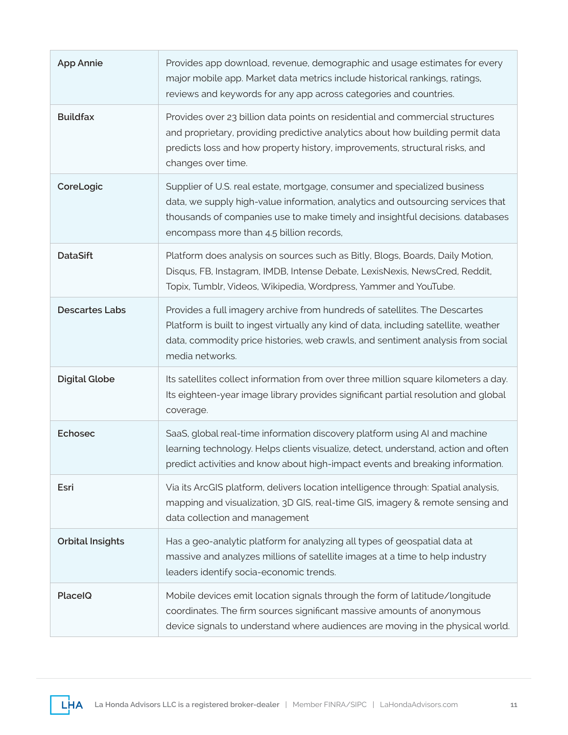| | |
|---|---|
| **App Annie** | Provides app download, revenue, demographic and usage estimates for every major mobile app. Market data metrics include historical rankings, ratings, reviews and keywords for any app across categories and countries. |
| **Buildfax** | Provides over 23 billion data points on residential and commercial structures and proprietary, providing predictive analytics about how building permit data predicts loss and how property history, improvements, structural risks, and changes over time. |
| **CoreLogic** | Supplier of U.S. real estate, mortgage, consumer and specialized business data, we supply high-value information, analytics and outsourcing services that thousands of companies use to make timely and insightful decisions. databases encompass more than 4.5 billion records, |
| **DataSift** | Platform does analysis on sources such as Bitly, Blogs, Boards, Daily Motion, Disqus, FB, Instagram, IMDB, Intense Debate, LexisNexis, NewsCred, Reddit, Topix, Tumblr, Videos, Wikipedia, Wordpress, Yammer and YouTube. |
| **Descartes Labs** | Provides a full imagery archive from hundreds of satellites. The Descartes Platform is built to ingest virtually any kind of data, including satellite, weather data, commodity price histories, web crawls, and sentiment analysis from social media networks. |
| **Digital Globe** | Its satellites collect information from over three million square kilometers a day. Its eighteen-year image library provides significant partial resolution and global coverage. |
| **Echosec** | SaaS, global real-time information discovery platform using AI and machine learning technology. Helps clients visualize, detect, understand, action and often predict activities and know about high-impact events and breaking information. |
| **Esri** | Via its ArcGIS platform, delivers location intelligence through: Spatial analysis, mapping and visualization, 3D GIS, real-time GIS, imagery & remote sensing and data collection and management |
| **Orbital Insights** | Has a geo-analytic platform for analyzing all types of geospatial data at massive and analyzes millions of satellite images at a time to help industry leaders identify socia-economic trends. |
| **PlaceIQ** | Mobile devices emit location signals through the form of latitude/longitude coordinates. The firm sources significant massive amounts of anonymous device signals to understand where audiences are moving in the physical world. |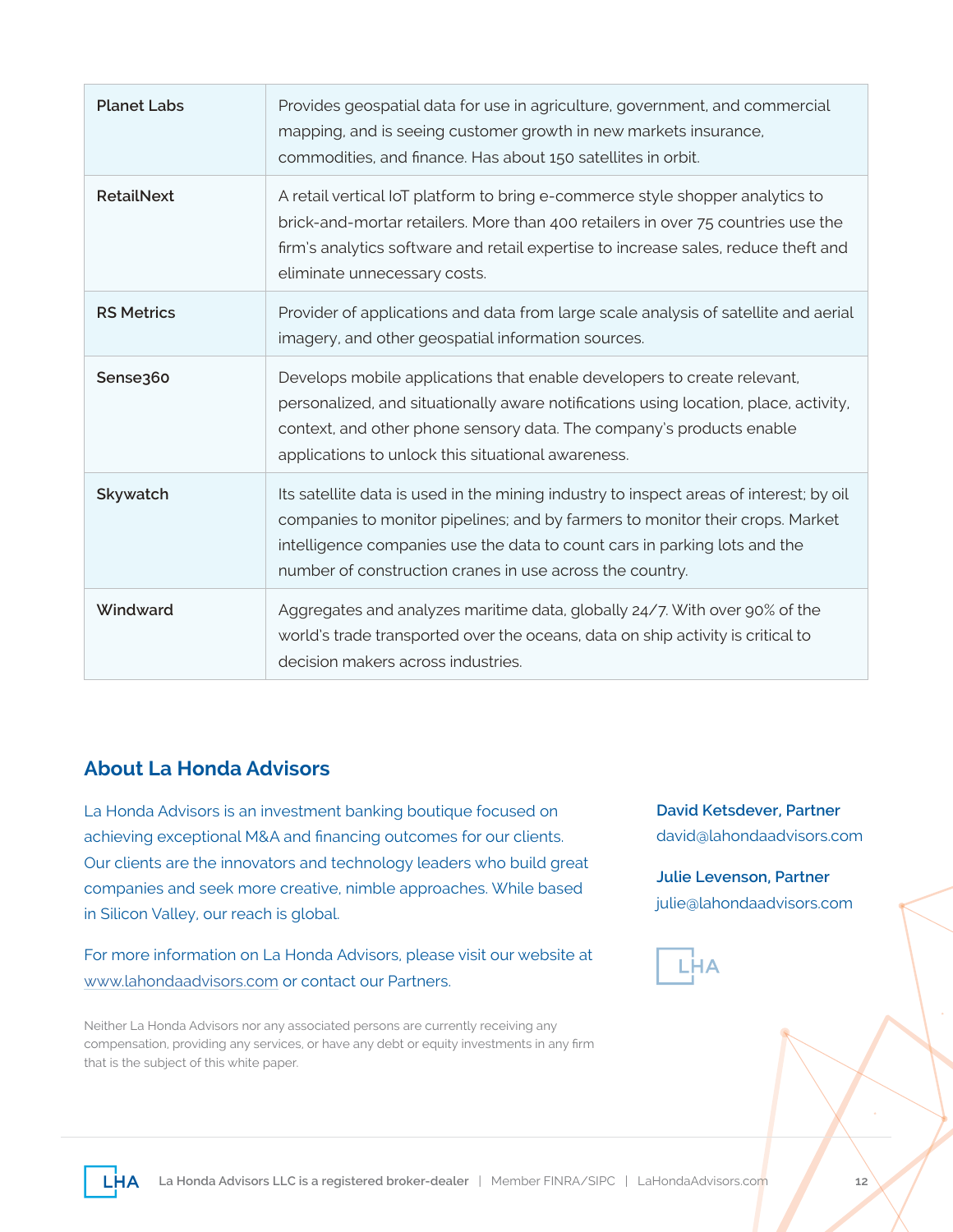| | |
|---|---|
| **Planet Labs** | Provides geospatial data for use in agriculture, government, and commercial mapping, and is seeing customer growth in new markets insurance, commodities, and finance. Has about 150 satellites in orbit. |
| **RetailNext** | A retail vertical IoT platform to bring e-commerce style shopper analytics to brick-and-mortar retailers. More than 400 retailers in over 75 countries use the firm's analytics software and retail expertise to increase sales, reduce theft and eliminate unnecessary costs. |
| **RS Metrics** | Provider of applications and data from large scale analysis of satellite and aerial imagery, and other geospatial information sources. |
| **Sense360** | Develops mobile applications that enable developers to create relevant, personalized, and situationally aware notifications using location, place, activity, context, and other phone sensory data. The company's products enable applications to unlock this situational awareness. |
| **Skywatch** | Its satellite data is used in the mining industry to inspect areas of interest; by oil companies to monitor pipelines; and by farmers to monitor their crops. Market intelligence companies use the data to count cars in parking lots and the number of construction cranes in use across the country. |
| **Windward** | Aggregates and analyzes maritime data, globally 24/7. With over 90% of the world's trade transported over the oceans, data on ship activity is critical to decision makers across industries. |

## About La Honda Advisors

La Honda Advisors is an investment banking boutique focused on achieving exceptional M&A and financing outcomes for our clients. Our clients are the innovators and technology leaders who build great companies and seek more creative, nimble approaches. While based in Silicon Valley, our reach is global.

For more information on La Honda Advisors, please visit our website at www.lahondaadvisors.com or contact our Partners.

Neither La Honda Advisors nor any associated persons are currently receiving any compensation, providing any services, or have any debt or equity investments in any firm that is the subject of this white paper.

**David Ketsdever, Partner**
david@lahondaadvisors.com

**Julie Levenson, Partner**
julie@lahondaadvisors.com

LHA